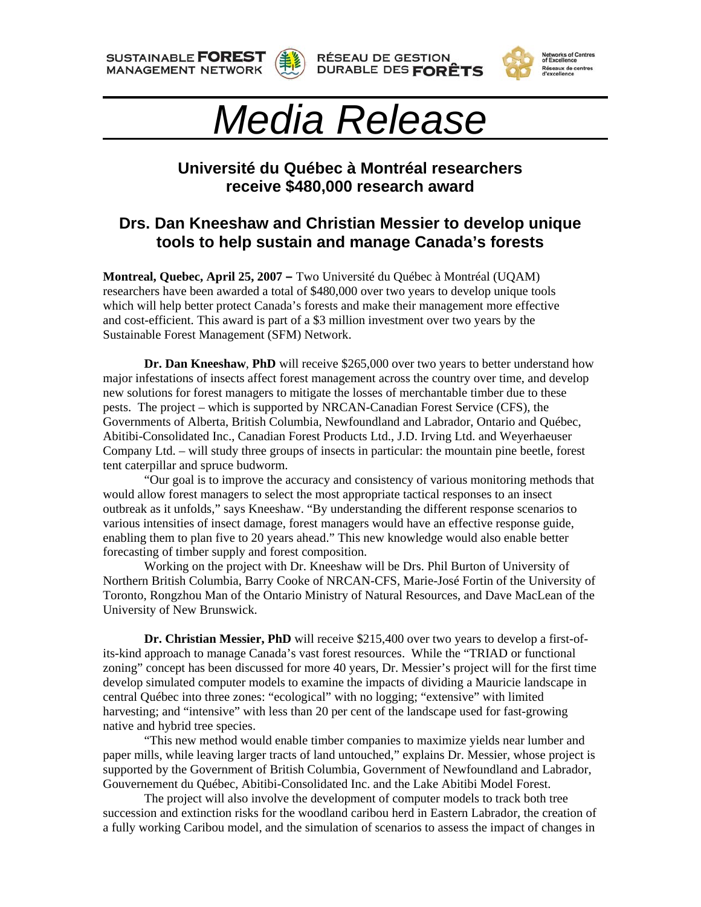SUSTAINABLE **FOREST** MANAGEMENT NETWORK

RÉSEAU DE GESTION DURABLE DES **FORÊTS**

Networks of Centres of Excellence
Réseaux de centres d'excellence

# *Media Release*

## Université du Québec à Montréal researchers receive $480,000 research award

## Drs. Dan Kneeshaw and Christian Messier to develop unique tools to help sustain and manage Canada's forests

**Montreal, Quebec, April 25, 2007 –** Two Université du Québec à Montréal (UQAM) researchers have been awarded a total of $480,000 over two years to develop unique tools which will help better protect Canada's forests and make their management more effective and cost-efficient. This award is part of a $3 million investment over two years by the Sustainable Forest Management (SFM) Network.

**Dr. Dan Kneeshaw**, **PhD** will receive $265,000 over two years to better understand how major infestations of insects affect forest management across the country over time, and develop new solutions for forest managers to mitigate the losses of merchantable timber due to these pests. The project – which is supported by NRCAN-Canadian Forest Service (CFS), the Governments of Alberta, British Columbia, Newfoundland and Labrador, Ontario and Québec, Abitibi-Consolidated Inc., Canadian Forest Products Ltd., J.D. Irving Ltd. and Weyerhaeuser Company Ltd. – will study three groups of insects in particular: the mountain pine beetle, forest tent caterpillar and spruce budworm.

"Our goal is to improve the accuracy and consistency of various monitoring methods that would allow forest managers to select the most appropriate tactical responses to an insect outbreak as it unfolds," says Kneeshaw. "By understanding the different response scenarios to various intensities of insect damage, forest managers would have an effective response guide, enabling them to plan five to 20 years ahead." This new knowledge would also enable better forecasting of timber supply and forest composition.

Working on the project with Dr. Kneeshaw will be Drs. Phil Burton of University of Northern British Columbia, Barry Cooke of NRCAN-CFS, Marie-José Fortin of the University of Toronto, Rongzhou Man of the Ontario Ministry of Natural Resources, and Dave MacLean of the University of New Brunswick.

**Dr. Christian Messier, PhD** will receive $215,400 over two years to develop a first-of-its-kind approach to manage Canada's vast forest resources. While the "TRIAD or functional zoning" concept has been discussed for more 40 years, Dr. Messier's project will for the first time develop simulated computer models to examine the impacts of dividing a Mauricie landscape in central Québec into three zones: "ecological" with no logging; "extensive" with limited harvesting; and "intensive" with less than 20 per cent of the landscape used for fast-growing native and hybrid tree species.

"This new method would enable timber companies to maximize yields near lumber and paper mills, while leaving larger tracts of land untouched," explains Dr. Messier, whose project is supported by the Government of British Columbia, Government of Newfoundland and Labrador, Gouvernement du Québec, Abitibi-Consolidated Inc. and the Lake Abitibi Model Forest.

The project will also involve the development of computer models to track both tree succession and extinction risks for the woodland caribou herd in Eastern Labrador, the creation of a fully working Caribou model, and the simulation of scenarios to assess the impact of changes in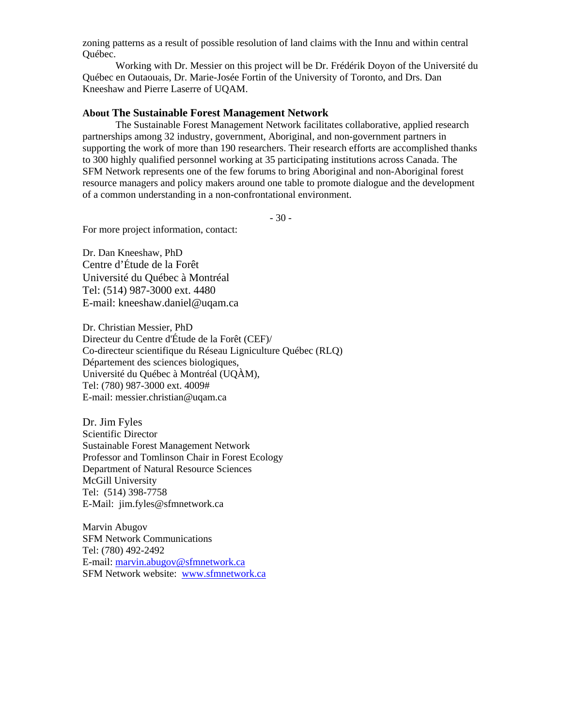zoning patterns as a result of possible resolution of land claims with the Innu and within central Québec.

Working with Dr. Messier on this project will be Dr. Frédérik Doyon of the Université du Québec en Outaouais, Dr. Marie-Josée Fortin of the University of Toronto, and Drs. Dan Kneeshaw and Pierre Laserre of UQAM.

**About The Sustainable Forest Management Network**

The Sustainable Forest Management Network facilitates collaborative, applied research partnerships among 32 industry, government, Aboriginal, and non-government partners in supporting the work of more than 190 researchers. Their research efforts are accomplished thanks to 300 highly qualified personnel working at 35 participating institutions across Canada. The SFM Network represents one of the few forums to bring Aboriginal and non-Aboriginal forest resource managers and policy makers around one table to promote dialogue and the development of a common understanding in a non-confrontational environment.

- 30 -

For more project information, contact:

Dr. Dan Kneeshaw, PhD
Centre d'Étude de la Forêt
Université du Québec à Montréal
Tel: (514) 987-3000 ext. 4480
E-mail: kneeshaw.daniel@uqam.ca

Dr. Christian Messier, PhD
Directeur du Centre d'Étude de la Forêt (CEF)/
Co-directeur scientifique du Réseau Ligniculture Québec (RLQ)
Département des sciences biologiques,
Université du Québec à Montréal (UQÀM),
Tel: (780) 987-3000 ext. 4009#
E-mail: messier.christian@uqam.ca

Dr. Jim Fyles
Scientific Director
Sustainable Forest Management Network
Professor and Tomlinson Chair in Forest Ecology
Department of Natural Resource Sciences
McGill University
Tel: (514) 398-7758
E-Mail: jim.fyles@sfmnetwork.ca

Marvin Abugov
SFM Network Communications
Tel: (780) 492-2492
E-mail: marvin.abugov@sfmnetwork.ca
SFM Network website: www.sfmnetwork.ca